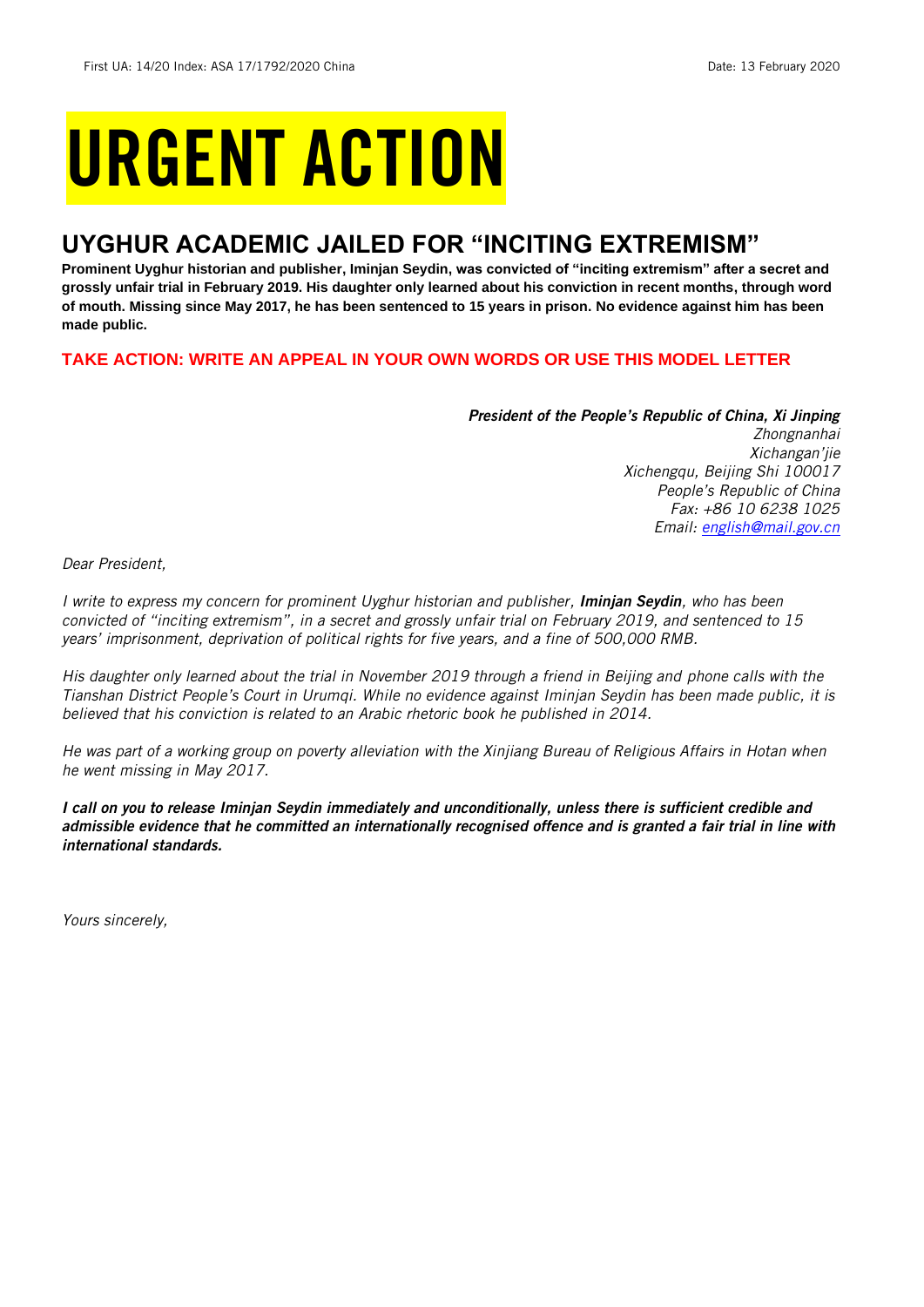First UA: 14/20 Index: ASA 17/1792/2020 China

Date: 13 February 2020

# URGENT ACTION

## UYGHUR ACADEMIC JAILED FOR "INCITING EXTREMISM"

**Prominent Uyghur historian and publisher, Iminjan Seydin, was convicted of "inciting extremism" after a secret and grossly unfair trial in February 2019. His daughter only learned about his conviction in recent months, through word of mouth. Missing since May 2017, he has been sentenced to 15 years in prison. No evidence against him has been made public.**

**TAKE ACTION: WRITE AN APPEAL IN YOUR OWN WORDS OR USE THIS MODEL LETTER**

***President of the People's Republic of China, Xi Jinping***
*Zhongnanhai*
*Xichangan'jie*
*Xichengqu, Beijing Shi 100017*
*People's Republic of China*
*Fax: +86 10 6238 1025*
*Email: english@mail.gov.cn*

*Dear President,*

*I write to express my concern for prominent Uyghur historian and publisher, **Iminjan Seydin**, who has been convicted of "inciting extremism", in a secret and grossly unfair trial on February 2019, and sentenced to 15 years' imprisonment, deprivation of political rights for five years, and a fine of 500,000 RMB.*

*His daughter only learned about the trial in November 2019 through a friend in Beijing and phone calls with the Tianshan District People's Court in Urumqi. While no evidence against Iminjan Seydin has been made public, it is believed that his conviction is related to an Arabic rhetoric book he published in 2014.*

*He was part of a working group on poverty alleviation with the Xinjiang Bureau of Religious Affairs in Hotan when he went missing in May 2017.*

***I call on you to release Iminjan Seydin immediately and unconditionally, unless there is sufficient credible and admissible evidence that he committed an internationally recognised offence and is granted a fair trial in line with international standards.***

*Yours sincerely,*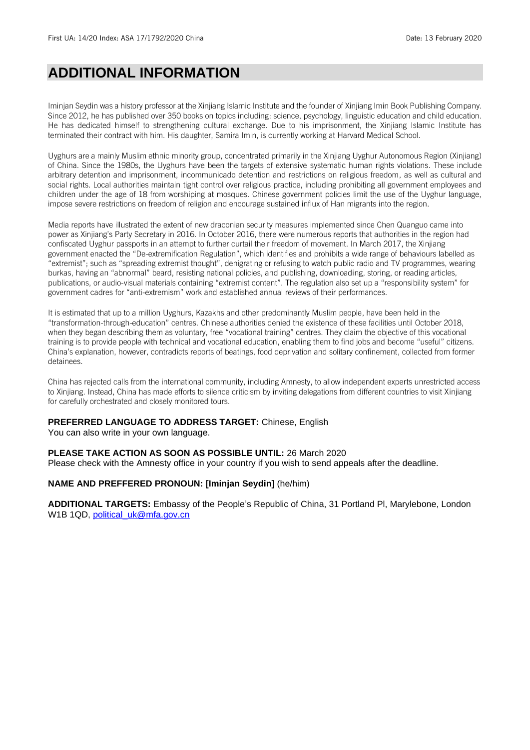# ADDITIONAL INFORMATION

Iminjan Seydin was a history professor at the Xinjiang Islamic Institute and the founder of Xinjiang Imin Book Publishing Company. Since 2012, he has published over 350 books on topics including: science, psychology, linguistic education and child education. He has dedicated himself to strengthening cultural exchange. Due to his imprisonment, the Xinjiang Islamic Institute has terminated their contract with him. His daughter, Samira Imin, is currently working at Harvard Medical School.

Uyghurs are a mainly Muslim ethnic minority group, concentrated primarily in the Xinjiang Uyghur Autonomous Region (Xinjiang) of China. Since the 1980s, the Uyghurs have been the targets of extensive systematic human rights violations. These include arbitrary detention and imprisonment, incommunicado detention and restrictions on religious freedom, as well as cultural and social rights. Local authorities maintain tight control over religious practice, including prohibiting all government employees and children under the age of 18 from worshiping at mosques. Chinese government policies limit the use of the Uyghur language, impose severe restrictions on freedom of religion and encourage sustained influx of Han migrants into the region.

Media reports have illustrated the extent of new draconian security measures implemented since Chen Quanguo came into power as Xinjiang's Party Secretary in 2016. In October 2016, there were numerous reports that authorities in the region had confiscated Uyghur passports in an attempt to further curtail their freedom of movement. In March 2017, the Xinjiang government enacted the "De-extremification Regulation", which identifies and prohibits a wide range of behaviours labelled as "extremist"; such as "spreading extremist thought", denigrating or refusing to watch public radio and TV programmes, wearing burkas, having an "abnormal" beard, resisting national policies, and publishing, downloading, storing, or reading articles, publications, or audio-visual materials containing "extremist content". The regulation also set up a "responsibility system" for government cadres for "anti-extremism" work and established annual reviews of their performances.

It is estimated that up to a million Uyghurs, Kazakhs and other predominantly Muslim people, have been held in the "transformation-through-education" centres. Chinese authorities denied the existence of these facilities until October 2018, when they began describing them as voluntary, free "vocational training" centres. They claim the objective of this vocational training is to provide people with technical and vocational education, enabling them to find jobs and become "useful" citizens. China's explanation, however, contradicts reports of beatings, food deprivation and solitary confinement, collected from former detainees.

China has rejected calls from the international community, including Amnesty, to allow independent experts unrestricted access to Xinjiang. Instead, China has made efforts to silence criticism by inviting delegations from different countries to visit Xinjiang for carefully orchestrated and closely monitored tours.

**PREFERRED LANGUAGE TO ADDRESS TARGET:** Chinese, English
You can also write in your own language.

**PLEASE TAKE ACTION AS SOON AS POSSIBLE UNTIL:** 26 March 2020
Please check with the Amnesty office in your country if you wish to send appeals after the deadline.

**NAME AND PREFFERED PRONOUN: [Iminjan Seydin]** (he/him)

**ADDITIONAL TARGETS:** Embassy of the People's Republic of China, 31 Portland Pl, Marylebone, London W1B 1QD, political_uk@mfa.gov.cn